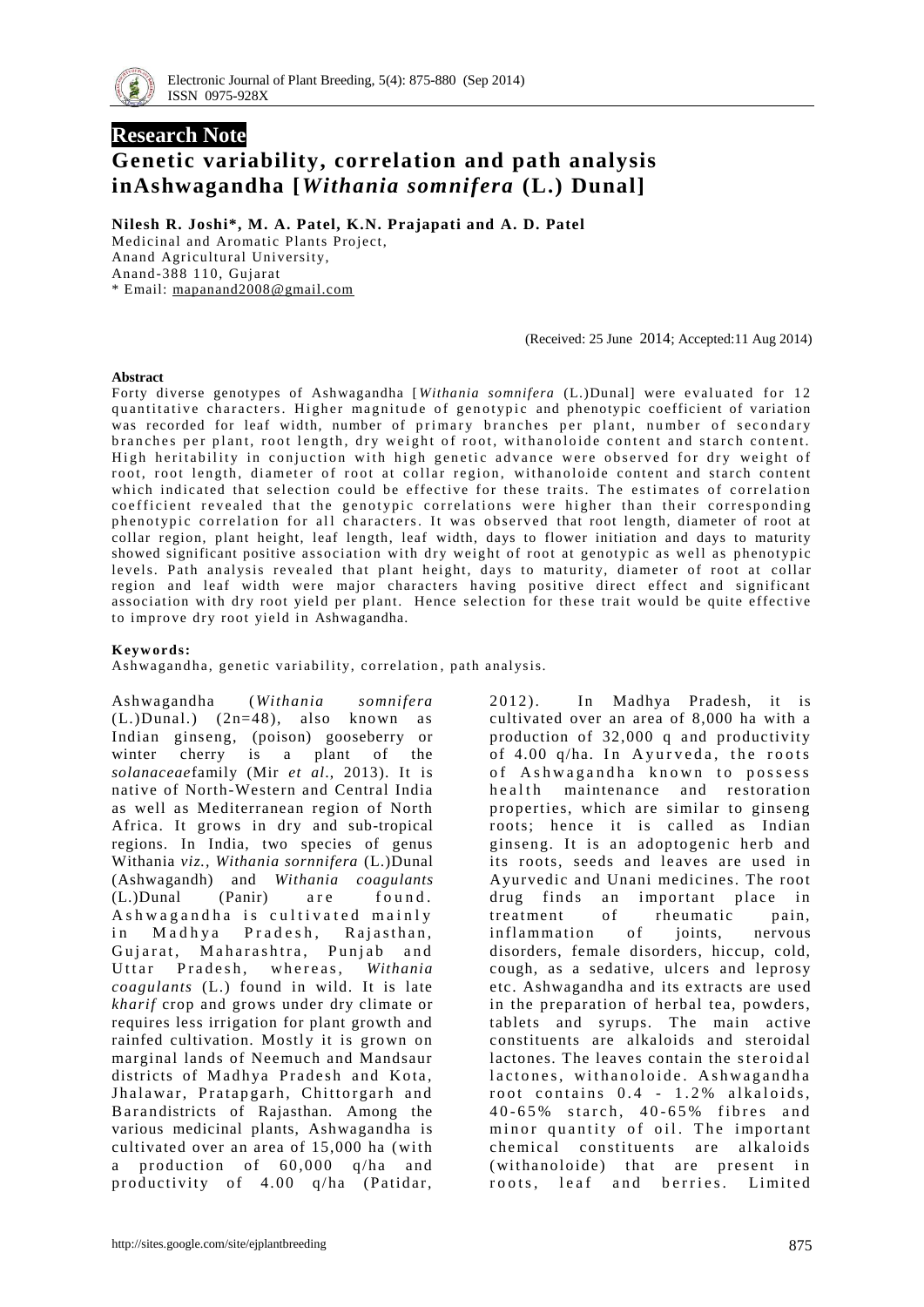**Research Note**

# Genetic variability, correlation and path analysis inAshwagandha [*Withania somnifera* (L.) Dunal]

**Nilesh R. Joshi\*, M. A. Patel, K.N. Prajapati and A. D. Patel**

Medicinal and Aromatic Plants Project,
Anand Agricultural University,
Anand-388 110, Gujarat
\* Email: mapanand2008@gmail.com

(Received: 25 June 2014; Accepted:11 Aug 2014)

## Abstract

Forty diverse genotypes of Ashwagandha [*Withania somnifera* (L.)Dunal] were evaluated for 12 quantitative characters. Higher magnitude of genotypic and phenotypic coefficient of variation was recorded for leaf width, number of primary branches per plant, number of secondary branches per plant, root length, dry weight of root, withanoloide content and starch content. High heritability in conjuction with high genetic advance were observed for dry weight of root, root length, diameter of root at collar region, withanoloide content and starch content which indicated that selection could be effective for these traits. The estimates of correlation coefficient revealed that the genotypic correlations were higher than their corresponding phenotypic correlation for all characters. It was observed that root length, diameter of root at collar region, plant height, leaf length, leaf width, days to flower initiation and days to maturity showed significant positive association with dry weight of root at genotypic as well as phenotypic levels. Path analysis revealed that plant height, days to maturity, diameter of root at collar region and leaf width were major characters having positive direct effect and significant association with dry root yield per plant. Hence selection for these trait would be quite effective to improve dry root yield in Ashwagandha.

**Keywords:**
Ashwagandha, genetic variability, correlation, path analysis.

Ashwagandha (*Withania somnifera* (L.)Dunal.) (2n=48), also known as Indian ginseng, (poison) gooseberry or winter cherry is a plant of the *solanaceae*family (Mir *et al*., 2013). It is native of North-Western and Central India as well as Mediterranean region of North Africa. It grows in dry and sub-tropical regions. In India, two species of genus Withania *viz., Withania sornnifera* (L.)Dunal (Ashwagandh) and *Withania coagulants* (L.)Dunal (Panir) are found. Ashwagandha is cultivated mainly in Madhya Pradesh, Rajasthan, Gujarat, Maharashtra, Punjab and Uttar Pradesh, whereas, *Withania coagulants* (L.) found in wild. It is late *kharif* crop and grows under dry climate or requires less irrigation for plant growth and rainfed cultivation. Mostly it is grown on marginal lands of Neemuch and Mandsaur districts of Madhya Pradesh and Kota, Jhalawar, Pratapgarh, Chittorgarh and Barandistricts of Rajasthan. Among the various medicinal plants, Ashwagandha is cultivated over an area of 15,000 ha (with a production of 60,000 q/ha and productivity of 4.00 q/ha (Patidar, 2012). In Madhya Pradesh, it is cultivated over an area of 8,000 ha with a production of 32,000 q and productivity of 4.00 q/ha. In Ayurveda, the roots of Ashwagandha known to possess health maintenance and restoration properties, which are similar to ginseng roots; hence it is called as Indian ginseng. It is an adoptogenic herb and its roots, seeds and leaves are used in Ayurvedic and Unani medicines. The root drug finds an important place in treatment of rheumatic pain, inflammation of joints, nervous disorders, female disorders, hiccup, cold, cough, as a sedative, ulcers and leprosy etc. Ashwagandha and its extracts are used in the preparation of herbal tea, powders, tablets and syrups. The main active constituents are alkaloids and steroidal lactones. The leaves contain the steroidal lactones, withanoloide. Ashwagandha root contains 0.4 - 1.2% alkaloids, 40-65% starch, 40-65% fibres and minor quantity of oil. The important chemical constituents are alkaloids (withanoloide) that are present in roots, leaf and berries. Limited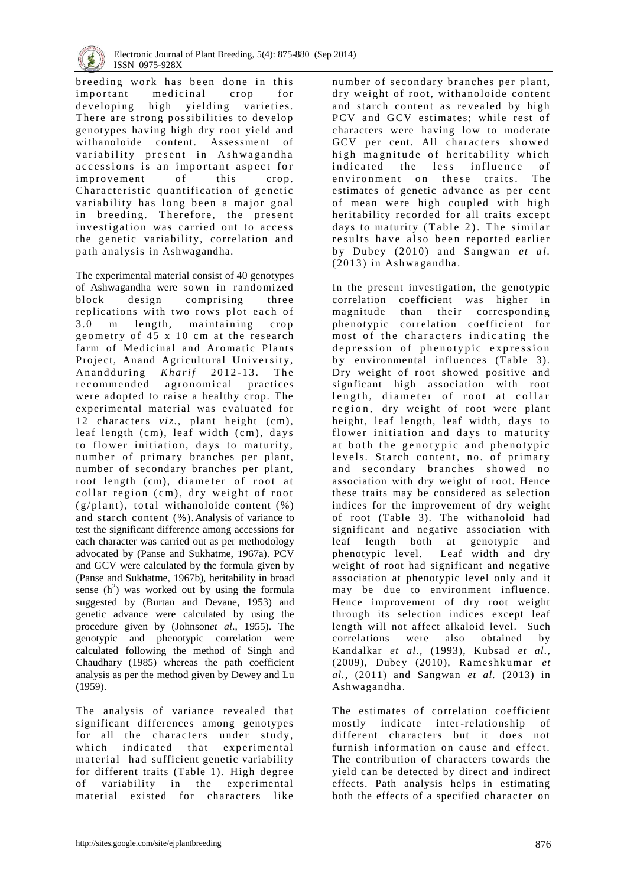breeding work has been done in this important medicinal crop for developing high yielding varieties. There are strong possibilities to develop genotypes having high dry root yield and withanoloide content. Assessment of variability present in Ashwagandha accessions is an important aspect for improvement of this crop. Characteristic quantification of genetic variability has long been a major goal in breeding. Therefore, the present investigation was carried out to access the genetic variability, correlation and path analysis in Ashwagandha.

The experimental material consist of 40 genotypes of Ashwagandha were sown in randomized block design comprising three replications with two rows plot each of 3.0 m length, maintaining crop geometry of 45 x 10 cm at the research farm of Medicinal and Aromatic Plants Project, Anand Agricultural University, Ananddurring *Kharif* 2012-13. The recommended agronomical practices were adopted to raise a healthy crop. The experimental material was evaluated for 12 characters *viz.,* plant height (cm), leaf length (cm), leaf width (cm), days to flower initiation, days to maturity, number of primary branches per plant, number of secondary branches per plant, root length (cm), diameter of root at collar region (cm), dry weight of root (g/plant), total withanoloide content (%) and starch content (%). Analysis of variance to test the significant difference among accessions for each character was carried out as per methodology advocated by (Panse and Sukhatme, 1967a). PCV and GCV were calculated by the formula given by (Panse and Sukhatme, 1967b), heritability in broad sense ($h^2$) was worked out by using the formula suggested by (Burtan and Devane, 1953) and genetic advance were calculated by using the procedure given by (Johnson*et al*., 1955). The genotypic and phenotypic correlation were calculated following the method of Singh and Chaudhary (1985) whereas the path coefficient analysis as per the method given by Dewey and Lu (1959).

The analysis of variance revealed that significant differences among genotypes for all the characters under study, which indicated that experimental material had sufficient genetic variability for different traits (Table 1). High degree of variability in the experimental material existed for characters like number of secondary branches per plant, dry weight of root, withanoloide content and starch content as revealed by high PCV and GCV estimates; while rest of characters were having low to moderate GCV per cent. All characters showed high magnitude of heritability which indicated the less influence of environment on these traits. The estimates of genetic advance as per cent of mean were high coupled with high heritability recorded for all traits except days to maturity (Table 2). The similar results have also been reported earlier by Dubey (2010) and Sangwan *et al.* (2013) in Ashwagandha.

In the present investigation, the genotypic correlation coefficient was higher in magnitude than their corresponding phenotypic correlation coefficient for most of the characters indicating the depression of phenotypic expression by environmental influences (Table 3). Dry weight of root showed positive and signficant high association with root length, diameter of root at collar region, dry weight of root were plant height, leaf length, leaf width, days to flower initiation and days to maturity at both the genotypic and phenotypic levels. Starch content, no. of primary and secondary branches showed no association with dry weight of root. Hence these traits may be considered as selection indices for the improvement of dry weight of root (Table 3). The withanoloid had significant and negative association with leaf length both at genotypic and phenotypic level. Leaf width and dry weight of root had significant and negative association at phenotypic level only and it may be due to environment influence. Hence improvement of dry root weight through its selection indices except leaf length will not affect alkaloid level. Such correlations were also obtained by Kandalkar *et al.*, (1993), Kubsad *et al.*, (2009), Dubey (2010), Rameshkumar *et al.*, (2011) and Sangwan *et al.* (2013) in Ashwagandha.

The estimates of correlation coefficient mostly indicate inter-relationship of different characters but it does not furnish information on cause and effect. The contribution of characters towards the yield can be detected by direct and indirect effects. Path analysis helps in estimating both the effects of a specified character on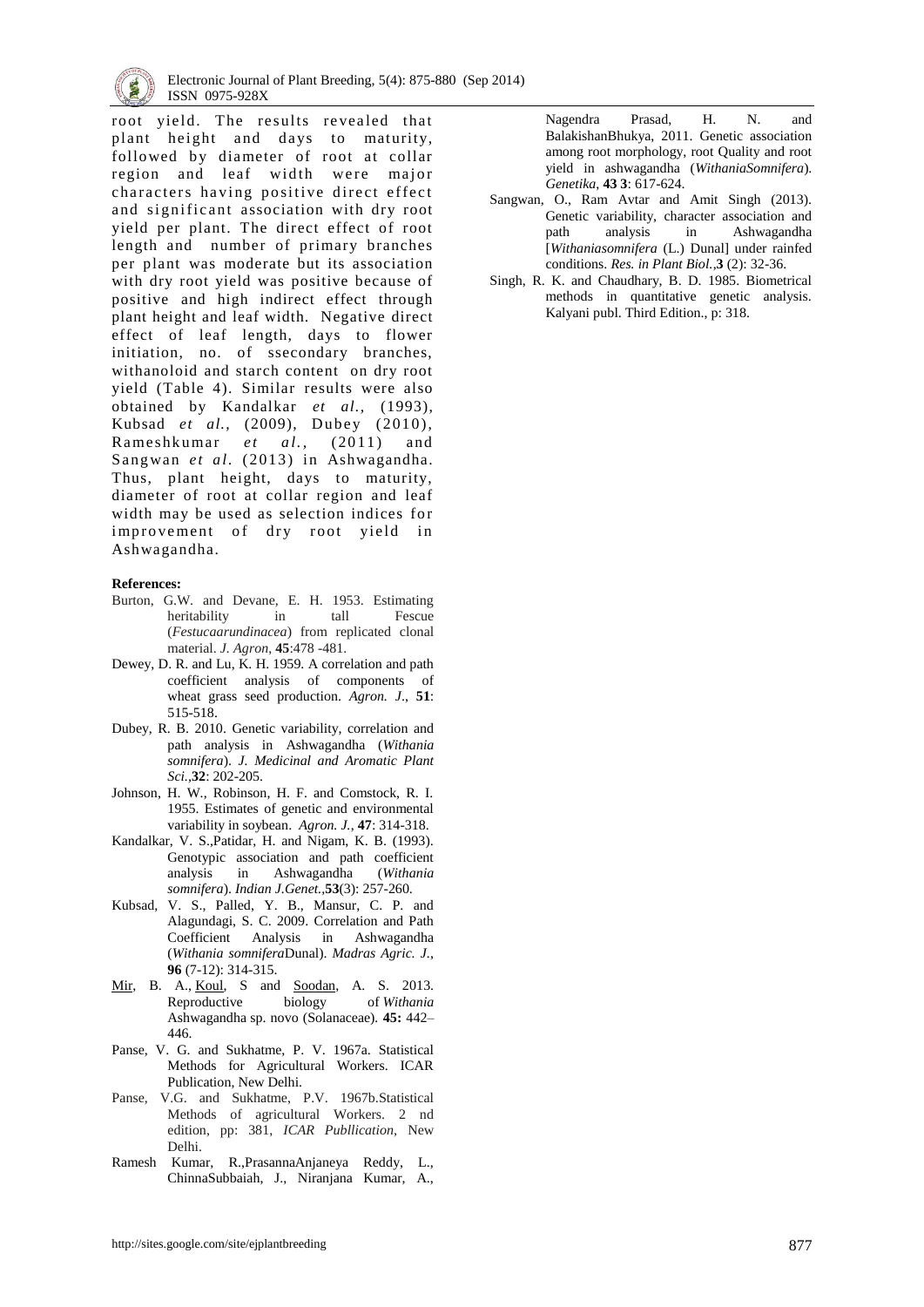root yield. The results revealed that plant height and days to maturity, followed by diameter of root at collar region and leaf width were major characters having positive direct effect and significant association with dry root yield per plant. The direct effect of root length and number of primary branches per plant was moderate but its association with dry root yield was positive because of positive and high indirect effect through plant height and leaf width. Negative direct effect of leaf length, days to flower initiation, no. of ssecondary branches, withanoloid and starch content on dry root yield (Table 4). Similar results were also obtained by Kandalkar *et al.,* (1993), Kubsad *et al.,* (2009), Dubey (2010), Rameshkumar *et al.,* (2011) and Sangwan *et al*. (2013) in Ashwagandha. Thus, plant height, days to maturity, diameter of root at collar region and leaf width may be used as selection indices for improvement of dry root yield in Ashwagandha.

**References:**

Burton, G.W. and Devane, E. H. 1953. Estimating heritability in tall Fescue (*Festucaarundinacea*) from replicated clonal material. *J. Agron*, **45**:478 -481.

Dewey, D. R. and Lu, K. H. 1959. A correlation and path coefficient analysis of components of wheat grass seed production. *Agron. J*., **51**: 515-518.

Dubey, R. B. 2010. Genetic variability, correlation and path analysis in Ashwagandha (*Withania somnifera*). *J. Medicinal and Aromatic Plant Sci.,***32**: 202-205.

Johnson, H. W., Robinson, H. F. and Comstock, R. I. 1955. Estimates of genetic and environmental variability in soybean. *Agron. J.,* **47**: 314-318.

Kandalkar, V. S.,Patidar, H. and Nigam, K. B. (1993). Genotypic association and path coefficient analysis in Ashwagandha (*Withania somnifera*). *Indian J.Genet.,***53**(3): 257-260.

Kubsad, V. S., Palled, Y. B., Mansur, C. P. and Alagundagi, S. C. 2009. Correlation and Path Coefficient Analysis in Ashwagandha (*Withania somnifera*Dunal). *Madras Agric. J.*, **96** (7-12): 314-315.

Mir, B. A., Koul, S and Soodan, A. S. 2013. Reproductive biology of *Withania* Ashwagandha sp. novo (Solanaceae). **45:** 442–446.

Panse, V. G. and Sukhatme, P. V. 1967a. Statistical Methods for Agricultural Workers. ICAR Publication, New Delhi.

Panse, V.G. and Sukhatme, P.V. 1967b.Statistical Methods of agricultural Workers. 2 nd edition, pp: 381, *ICAR Publlication*, New Delhi.

Ramesh Kumar, R.,PrasannaAnjaneya Reddy, L., ChinnaSubbaiah, J., Niranjana Kumar, A., Nagendra Prasad, H. N. and BalakishanBhukya, 2011. Genetic association among root morphology, root Quality and root yield in ashwagandha (*WithaniaSomnifera*). *Genetika*, **43 3**: 617-624.

Sangwan, O., Ram Avtar and Amit Singh (2013). Genetic variability, character association and path analysis in Ashwagandha [*Withaniasomnifera* (L.) Dunal] under rainfed conditions. *Res. in Plant Biol.,***3** (2): 32-36.

Singh, R. K. and Chaudhary, B. D. 1985. Biometrical methods in quantitative genetic analysis. Kalyani publ. Third Edition., p: 318.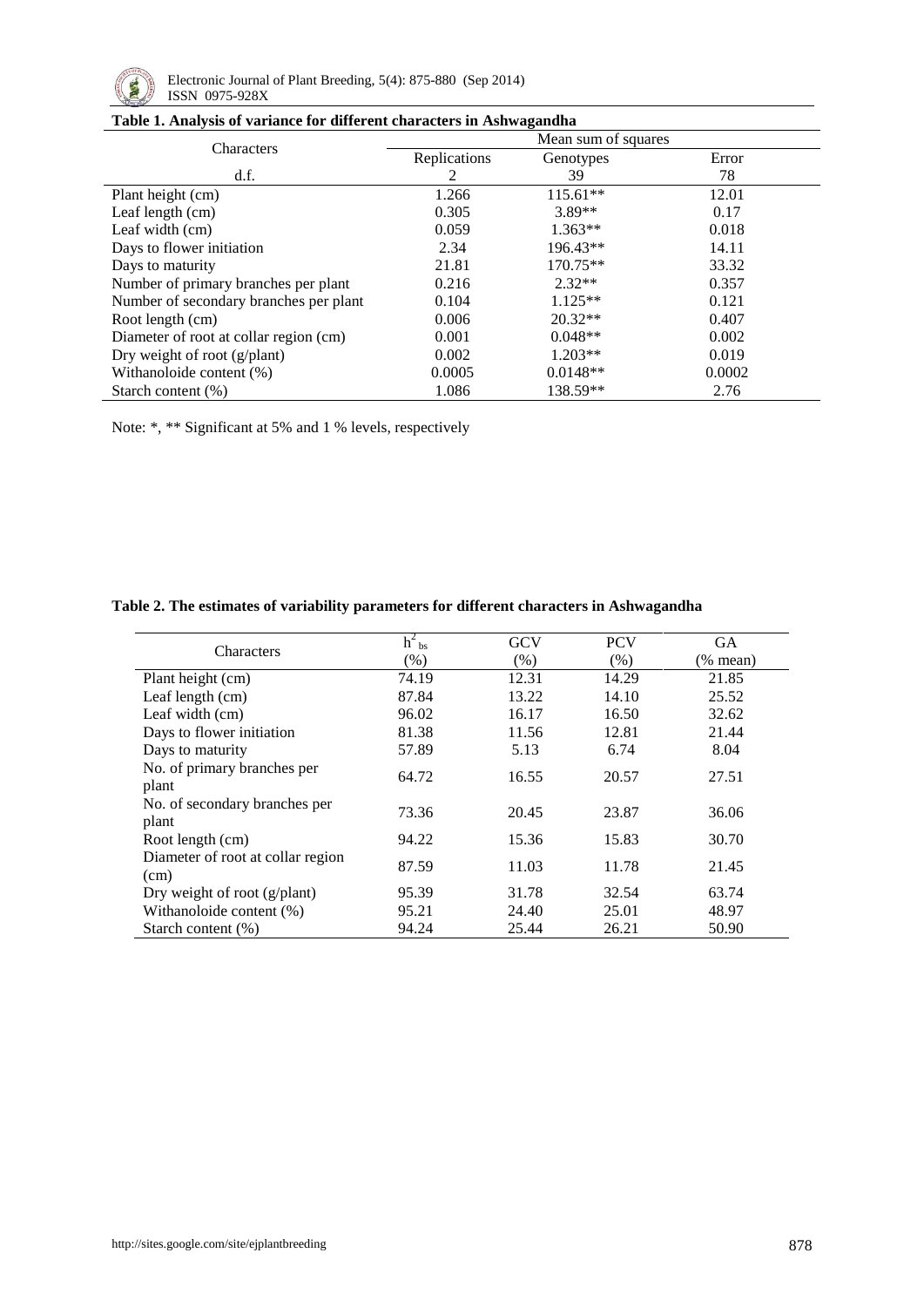**Table 1. Analysis of variance for different characters in Ashwagandha**

| Characters | Mean sum of squares | | |
|---|---|---|---|
| | Replications | Genotypes | Error |
| d.f. | 2 | 39 | 78 |
| Plant height (cm) | 1.266 | 115.61** | 12.01 |
| Leaf length (cm) | 0.305 | 3.89** | 0.17 |
| Leaf width (cm) | 0.059 | 1.363** | 0.018 |
| Days to flower initiation | 2.34 | 196.43** | 14.11 |
| Days to maturity | 21.81 | 170.75** | 33.32 |
| Number of primary branches per plant | 0.216 | 2.32** | 0.357 |
| Number of secondary branches per plant | 0.104 | 1.125** | 0.121 |
| Root length (cm) | 0.006 | 20.32** | 0.407 |
| Diameter of root at collar region (cm) | 0.001 | 0.048** | 0.002 |
| Dry weight of root (g/plant) | 0.002 | 1.203** | 0.019 |
| Withanoloide content (%) | 0.0005 | 0.0148** | 0.0002 |
| Starch content (%) | 1.086 | 138.59** | 2.76 |

Note: *, ** Significant at 5% and 1 % levels, respectively

**Table 2. The estimates of variability parameters for different characters in Ashwagandha**

| Characters | $h^2_{bs}$ (%) | GCV (%) | PCV (%) | GA (% mean) |
|---|---|---|---|---|
| Plant height (cm) | 74.19 | 12.31 | 14.29 | 21.85 |
| Leaf length (cm) | 87.84 | 13.22 | 14.10 | 25.52 |
| Leaf width (cm) | 96.02 | 16.17 | 16.50 | 32.62 |
| Days to flower initiation | 81.38 | 11.56 | 12.81 | 21.44 |
| Days to maturity | 57.89 | 5.13 | 6.74 | 8.04 |
| No. of primary branches per plant | 64.72 | 16.55 | 20.57 | 27.51 |
| No. of secondary branches per plant | 73.36 | 20.45 | 23.87 | 36.06 |
| Root length (cm) | 94.22 | 15.36 | 15.83 | 30.70 |
| Diameter of root at collar region (cm) | 87.59 | 11.03 | 11.78 | 21.45 |
| Dry weight of root (g/plant) | 95.39 | 31.78 | 32.54 | 63.74 |
| Withanoloide content (%) | 95.21 | 24.40 | 25.01 | 48.97 |
| Starch content (%) | 94.24 | 25.44 | 26.21 | 50.90 |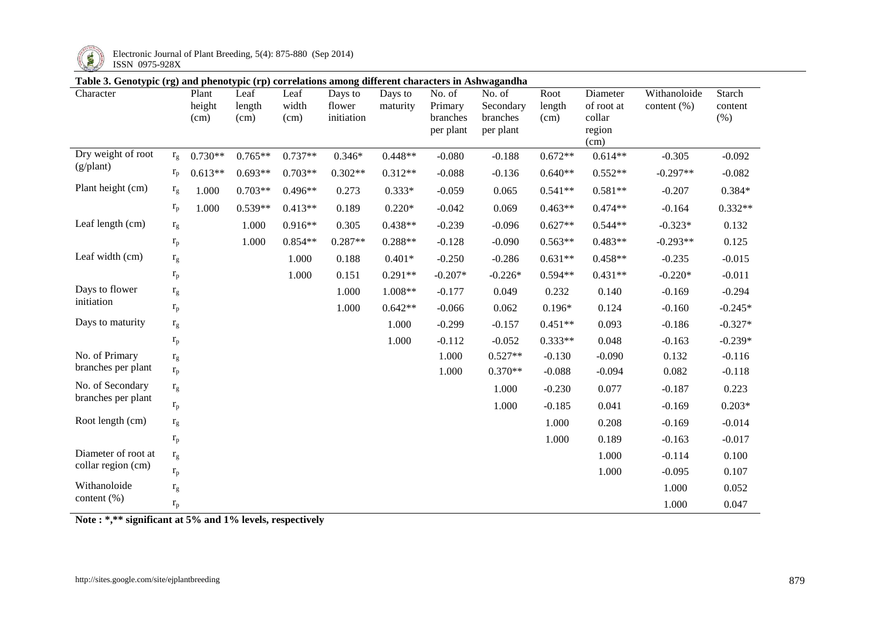**Table 3. Genotypic (rg) and phenotypic (rp) correlations among different characters in Ashwagandha**

| Character | | Plant height (cm) | Leaf length (cm) | Leaf width (cm) | Days to flower initiation | Days to maturity | No. of Primary branches per plant | No. of Secondary branches per plant | Root length (cm) | Diameter of root at collar region (cm) | Withanoloide content (%) | Starch content (%) |
|---|---|---|---|---|---|---|---|---|---|---|---|---|
| Dry weight of root (g/plant) | $r_g$ | 0.730** | 0.765** | 0.737** | 0.346* | 0.448** | -0.080 | -0.188 | 0.672** | 0.614** | -0.305 | -0.092 |
| | $r_p$ | 0.613** | 0.693** | 0.703** | 0.302** | 0.312** | -0.088 | -0.136 | 0.640** | 0.552** | -0.297** | -0.082 |
| Plant height (cm) | $r_g$ | 1.000 | 0.703** | 0.496** | 0.273 | 0.333* | -0.059 | 0.065 | 0.541** | 0.581** | -0.207 | 0.384* |
| | $r_p$ | 1.000 | 0.539** | 0.413** | 0.189 | 0.220* | -0.042 | 0.069 | 0.463** | 0.474** | -0.164 | 0.332** |
| Leaf length (cm) | $r_g$ | | 1.000 | 0.916** | 0.305 | 0.438** | -0.239 | -0.096 | 0.627** | 0.544** | -0.323* | 0.132 |
| | $r_p$ | | 1.000 | 0.854** | 0.287** | 0.288** | -0.128 | -0.090 | 0.563** | 0.483** | -0.293** | 0.125 |
| Leaf width (cm) | $r_g$ | | | 1.000 | 0.188 | 0.401* | -0.250 | -0.286 | 0.631** | 0.458** | -0.235 | -0.015 |
| | $r_p$ | | | 1.000 | 0.151 | 0.291** | -0.207* | -0.226* | 0.594** | 0.431** | -0.220* | -0.011 |
| Days to flower initiation | $r_g$ | | | | 1.000 | 1.008** | -0.177 | 0.049 | 0.232 | 0.140 | -0.169 | -0.294 |
| | $r_p$ | | | | 1.000 | 0.642** | -0.066 | 0.062 | 0.196* | 0.124 | -0.160 | -0.245* |
| Days to maturity | $r_g$ | | | | | 1.000 | -0.299 | -0.157 | 0.451** | 0.093 | -0.186 | -0.327* |
| | $r_p$ | | | | | 1.000 | -0.112 | -0.052 | 0.333** | 0.048 | -0.163 | -0.239* |
| No. of Primary branches per plant | $r_g$ | | | | | | 1.000 | 0.527** | -0.130 | -0.090 | 0.132 | -0.116 |
| | $r_p$ | | | | | | 1.000 | 0.370** | -0.088 | -0.094 | 0.082 | -0.118 |
| No. of Secondary branches per plant | $r_g$ | | | | | | | 1.000 | -0.230 | 0.077 | -0.187 | 0.223 |
| | $r_p$ | | | | | | | 1.000 | -0.185 | 0.041 | -0.169 | 0.203* |
| Root length (cm) | $r_g$ | | | | | | | | 1.000 | 0.208 | -0.169 | -0.014 |
| | $r_p$ | | | | | | | | 1.000 | 0.189 | -0.163 | -0.017 |
| Diameter of root at collar region (cm) | $r_g$ | | | | | | | | | 1.000 | -0.114 | 0.100 |
| | $r_p$ | | | | | | | | | 1.000 | -0.095 | 0.107 |
| Withanoloide content (%) | $r_g$ | | | | | | | | | | 1.000 | 0.052 |
| | $r_p$ | | | | | | | | | | 1.000 | 0.047 |

**Note : *,** significant at 5% and 1% levels, respectively**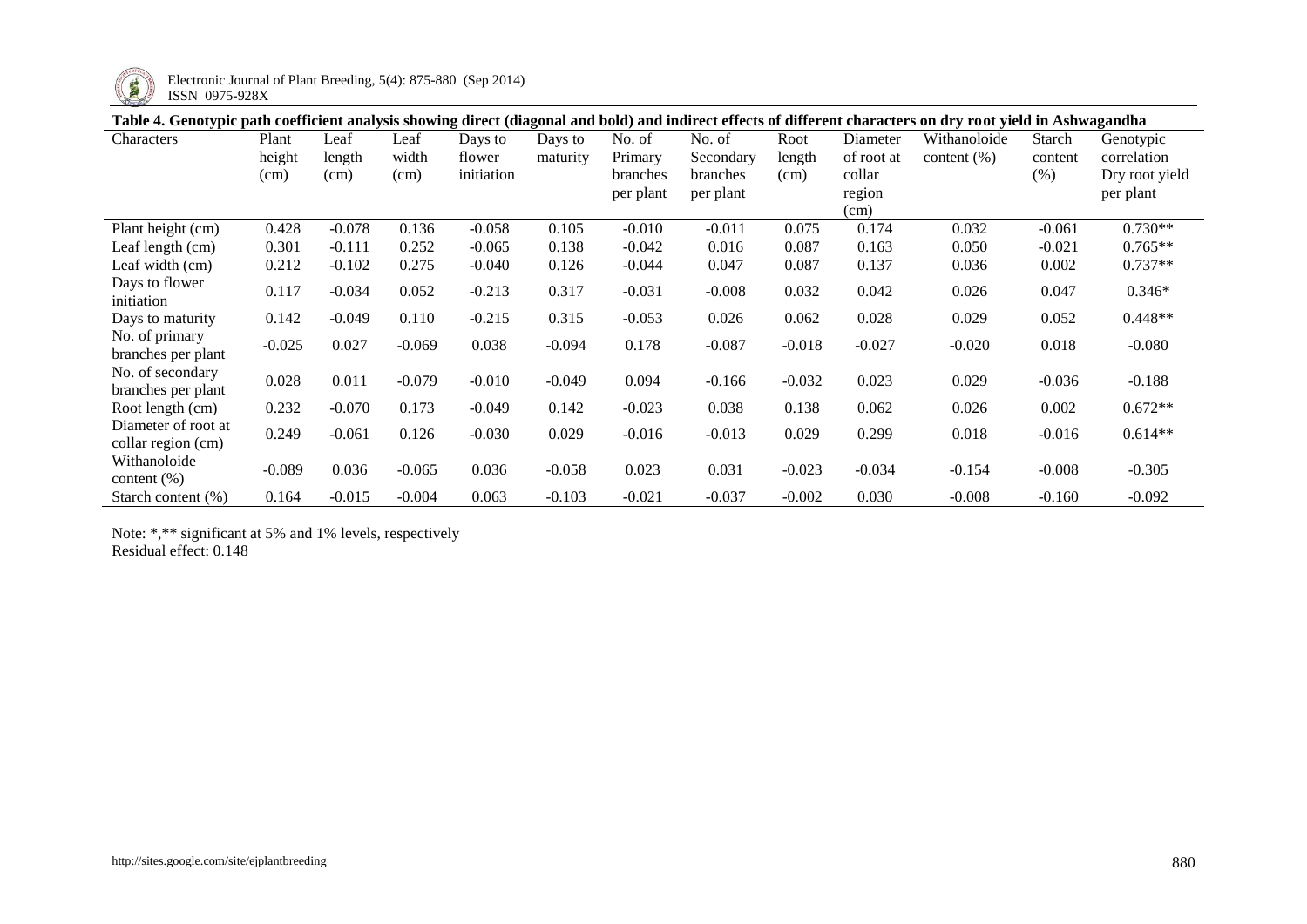**Table 4. Genotypic path coefficient analysis showing direct (diagonal and bold) and indirect effects of different characters on dry root yield in Ashwagandha**

| Characters | Plant height (cm) | Leaf length (cm) | Leaf width (cm) | Days to flower initiation | Days to maturity | No. of Primary branches per plant | No. of Secondary branches per plant | Root length (cm) | Diameter of root at collar region (cm) | Withanoloide content (%) | Starch content (%) | Genotypic correlation Dry root yield per plant |
|---|---|---|---|---|---|---|---|---|---|---|---|---|
| Plant height (cm) | **0.428** | -0.078 | 0.136 | -0.058 | 0.105 | -0.010 | -0.011 | 0.075 | 0.174 | 0.032 | -0.061 | 0.730** |
| Leaf length (cm) | 0.301 | **-0.111** | 0.252 | -0.065 | 0.138 | -0.042 | 0.016 | 0.087 | 0.163 | 0.050 | -0.021 | 0.765** |
| Leaf width (cm) | 0.212 | -0.102 | **0.275** | -0.040 | 0.126 | -0.044 | 0.047 | 0.087 | 0.137 | 0.036 | 0.002 | 0.737** |
| Days to flower initiation | 0.117 | -0.034 | 0.052 | **-0.213** | 0.317 | -0.031 | -0.008 | 0.032 | 0.042 | 0.026 | 0.047 | 0.346* |
| Days to maturity | 0.142 | -0.049 | 0.110 | -0.215 | **0.315** | -0.053 | 0.026 | 0.062 | 0.028 | 0.029 | 0.052 | 0.448** |
| No. of primary branches per plant | -0.025 | 0.027 | -0.069 | 0.038 | -0.094 | **0.178** | -0.087 | -0.018 | -0.027 | -0.020 | 0.018 | -0.080 |
| No. of secondary branches per plant | 0.028 | 0.011 | -0.079 | -0.010 | -0.049 | 0.094 | **-0.166** | -0.032 | 0.023 | 0.029 | -0.036 | -0.188 |
| Root length (cm) | 0.232 | -0.070 | 0.173 | -0.049 | 0.142 | -0.023 | 0.038 | **0.138** | 0.062 | 0.026 | 0.002 | 0.672** |
| Diameter of root at collar region (cm) | 0.249 | -0.061 | 0.126 | -0.030 | 0.029 | -0.016 | -0.013 | 0.029 | **0.299** | 0.018 | -0.016 | 0.614** |
| Withanoloide content (%) | -0.089 | 0.036 | -0.065 | 0.036 | -0.058 | 0.023 | 0.031 | -0.023 | -0.034 | **-0.154** | -0.008 | -0.305 |
| Starch content (%) | 0.164 | -0.015 | -0.004 | 0.063 | -0.103 | -0.021 | -0.037 | -0.002 | 0.030 | -0.008 | **-0.160** | -0.092 |

Note: *,** significant at 5% and 1% levels, respectively
Residual effect: 0.148